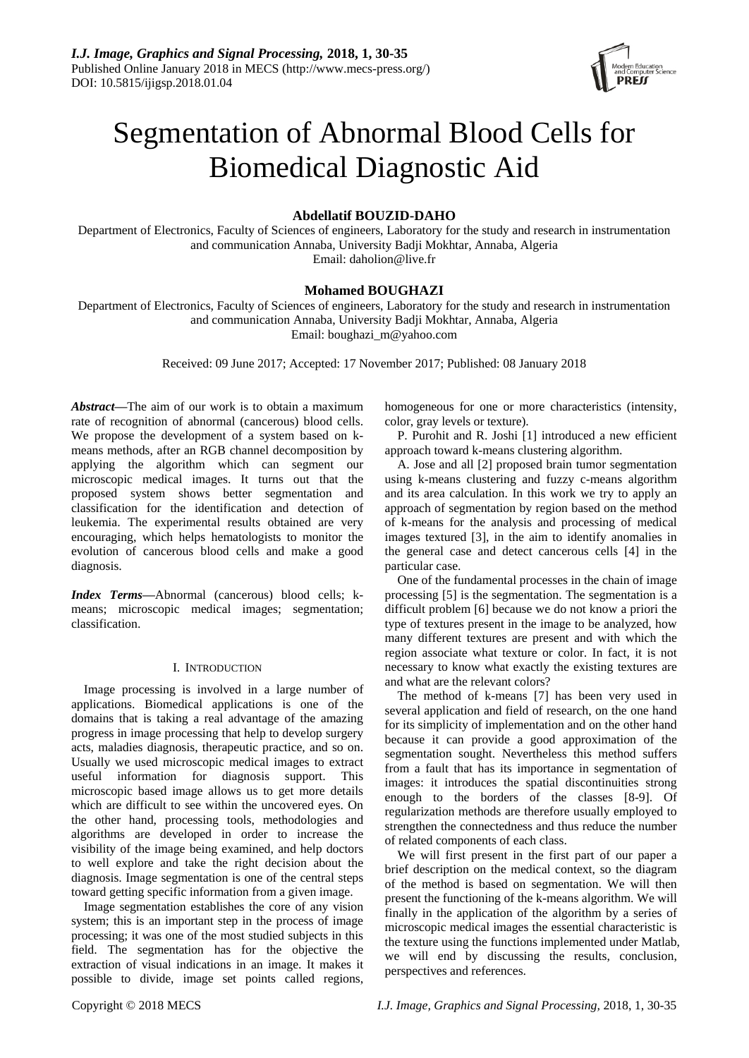# Segmentation of Abnormal Blood Cells for Biomedical Diagnostic Aid

**Abdellatif BOUZID-DAHO**

Department of Electronics, Faculty of Sciences of engineers, Laboratory for the study and research in instrumentation and communication Annaba, University Badji Mokhtar, Annaba, Algeria

Email: daholion@live.fr

**Mohamed BOUGHAZI**

Department of Electronics, Faculty of Sciences of engineers, Laboratory for the study and research in instrumentation and communication Annaba, University Badji Mokhtar, Annaba, Algeria

Email: boughazi_m@yahoo.com

Received: 09 June 2017; Accepted: 17 November 2017; Published: 08 January 2018

***Abstract*—**The aim of our work is to obtain a maximum rate of recognition of abnormal (cancerous) blood cells. We propose the development of a system based on k-means methods, after an RGB channel decomposition by applying the algorithm which can segment our microscopic medical images. It turns out that the proposed system shows better segmentation and classification for the identification and detection of leukemia. The experimental results obtained are very encouraging, which helps hematologists to monitor the evolution of cancerous blood cells and make a good diagnosis.

***Index Terms*—**Abnormal (cancerous) blood cells; k-means; microscopic medical images; segmentation; classification.

## I. Introduction

Image processing is involved in a large number of applications. Biomedical applications is one of the domains that is taking a real advantage of the amazing progress in image processing that help to develop surgery acts, maladies diagnosis, therapeutic practice, and so on. Usually we used microscopic medical images to extract useful information for diagnosis support. This microscopic based image allows us to get more details which are difficult to see within the uncovered eyes. On the other hand, processing tools, methodologies and algorithms are developed in order to increase the visibility of the image being examined, and help doctors to well explore and take the right decision about the diagnosis. Image segmentation is one of the central steps toward getting specific information from a given image.

Image segmentation establishes the core of any vision system; this is an important step in the process of image processing; it was one of the most studied subjects in this field. The segmentation has for the objective the extraction of visual indications in an image. It makes it possible to divide, image set points called regions, homogeneous for one or more characteristics (intensity, color, gray levels or texture).

P. Purohit and R. Joshi [1] introduced a new efficient approach toward k-means clustering algorithm.

A. Jose and all [2] proposed brain tumor segmentation using k-means clustering and fuzzy c-means algorithm and its area calculation. In this work we try to apply an approach of segmentation by region based on the method of k-means for the analysis and processing of medical images textured [3], in the aim to identify anomalies in the general case and detect cancerous cells [4] in the particular case.

One of the fundamental processes in the chain of image processing [5] is the segmentation. The segmentation is a difficult problem [6] because we do not know a priori the type of textures present in the image to be analyzed, how many different textures are present and with which the region associate what texture or color. In fact, it is not necessary to know what exactly the existing textures are and what are the relevant colors?

The method of k-means [7] has been very used in several application and field of research, on the one hand for its simplicity of implementation and on the other hand because it can provide a good approximation of the segmentation sought. Nevertheless this method suffers from a fault that has its importance in segmentation of images: it introduces the spatial discontinuities strong enough to the borders of the classes [8-9]. Of regularization methods are therefore usually employed to strengthen the connectedness and thus reduce the number of related components of each class.

We will first present in the first part of our paper a brief description on the medical context, so the diagram of the method is based on segmentation. We will then present the functioning of the k-means algorithm. We will finally in the application of the algorithm by a series of microscopic medical images the essential characteristic is the texture using the functions implemented under Matlab, we will end by discussing the results, conclusion, perspectives and references.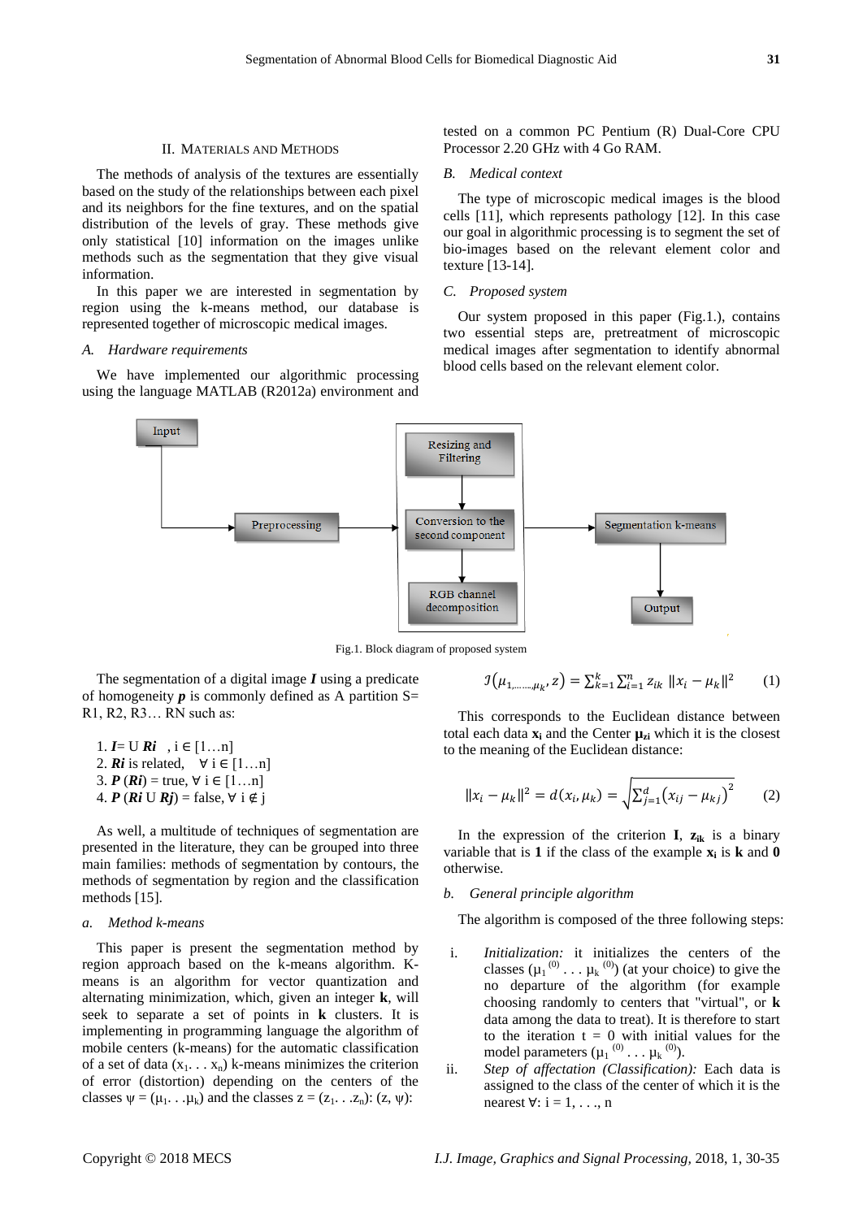## II. Materials and Methods

The methods of analysis of the textures are essentially based on the study of the relationships between each pixel and its neighbors for the fine textures, and on the spatial distribution of the levels of gray. These methods give only statistical [10] information on the images unlike methods such as the segmentation that they give visual information.

In this paper we are interested in segmentation by region using the k-means method, our database is represented together of microscopic medical images.

### *A. Hardware requirements*

We have implemented our algorithmic processing using the language MATLAB (R2012a) environment and tested on a common PC Pentium (R) Dual-Core CPU Processor 2.20 GHz with 4 Go RAM.

### *B. Medical context*

The type of microscopic medical images is the blood cells [11], which represents pathology [12]. In this case our goal in algorithmic processing is to segment the set of bio-images based on the relevant element color and texture [13-14].

### *C. Proposed system*

Our system proposed in this paper (Fig.1.), contains two essential steps are, pretreatment of microscopic medical images after segmentation to identify abnormal blood cells based on the relevant element color.

Input → Preprocessing → [Resizing and Filtering → Conversion to the second component → RGB channel decomposition] → Segmentation k-means → Output

Fig.1. Block diagram of proposed system

The segmentation of a digital image ***I*** using a predicate of homogeneity ***p*** is commonly defined as A partition S= R1, R2, R3… RN such as:

1. ***I***= U ***Ri*** , i ∈ [1…n]
2. ***Ri*** is related, ∀ i ∈ [1…n]
3. ***P*** (***Ri***) = true, ∀ i ∈ [1…n]
4. ***P*** (***Ri*** U ***Rj***) = false, ∀ i ∉ j

As well, a multitude of techniques of segmentation are presented in the literature, they can be grouped into three main families: methods of segmentation by contours, the methods of segmentation by region and the classification methods [15].

### *a. Method k-means*

This paper is present the segmentation method by region approach based on the k-means algorithm. K-means is an algorithm for vector quantization and alternating minimization, which, given an integer **k**, will seek to separate a set of points in **k** clusters. It is implementing in programming language the algorithm of mobile centers (k-means) for the automatic classification of a set of data ($x_1 . . . x_n$) k-means minimizes the criterion of error (distortion) depending on the centers of the classes $\psi = (\mu_1 . . .\mu_k)$ and the classes $z = (z_1 . . .z_n)$: $(z, \psi)$:

$$\mathcal{I}(\mu_{1,\ldots\ldots,}\mu_k, z) = \sum_{k=1}^{k}\sum_{i=1}^{n} z_{ik}\ \|x_i - \mu_k\|^2 \qquad (1)$$

This corresponds to the Euclidean distance between total each data $\mathbf{x_i}$ and the Center $\boldsymbol{\mu_{zi}}$ which it is the closest to the meaning of the Euclidean distance:

$$\|x_i - \mu_k\|^2 = d(x_i, \mu_k) = \sqrt{\sum_{j=1}^{d}(x_{ij} - \mu_{kj})^2} \qquad (2)$$

In the expression of the criterion **I**, $\mathbf{z_{ik}}$ is a binary variable that is **1** if the class of the example $\mathbf{x_i}$ is **k** and **0** otherwise.

### *b. General principle algorithm*

The algorithm is composed of the three following steps:

i. *Initialization:* it initializes the centers of the classes ($\mu_1^{(0)} . . . \mu_k^{(0)}$) (at your choice) to give the no departure of the algorithm (for example choosing randomly to centers that "virtual", or **k** data among the data to treat). It is therefore to start to the iteration t = 0 with initial values for the model parameters ($\mu_1^{(0)} . . . \mu_k^{(0)}$).

ii. *Step of affectation (Classification):* Each data is assigned to the class of the center of which it is the nearest ∀: i = 1, . . ., n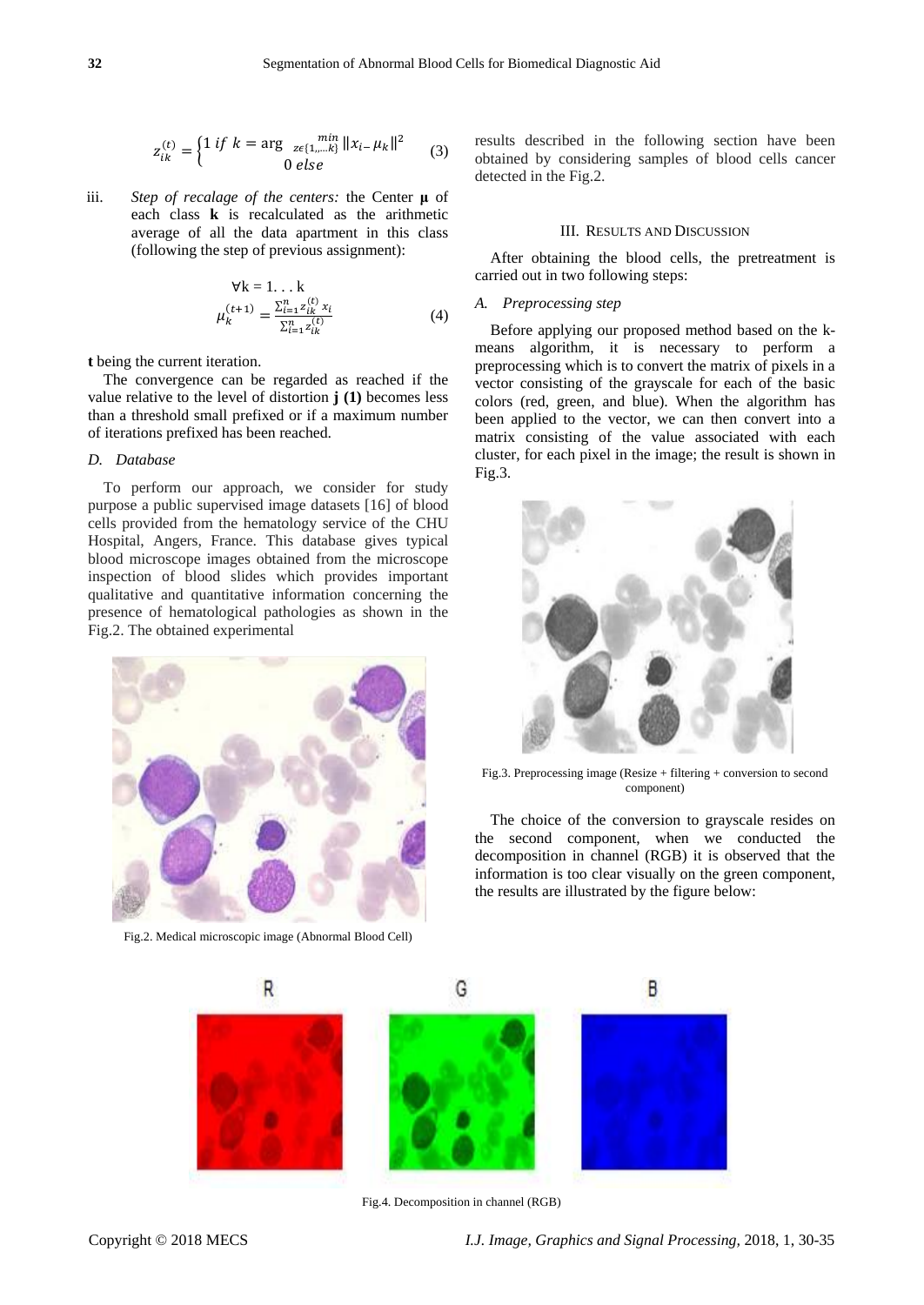$$z_{ik}^{(t)} = \begin{cases} 1 \; if \; k = \arg \min_{z \epsilon \{1,\ldots k\}} \|x_{i-} \mu_k\|^2 \\ 0 \; else \end{cases} \quad (3)$$

iii. *Step of recalage of the centers:* the Center **μ** of each class **k** is recalculated as the arithmetic average of all the data apartment in this class (following the step of previous assignment):

$$\forall \mathrm{k} = 1 \ldots \mathrm{k}$$
$$\mu_k^{(t+1)} = \frac{\sum_{i=1}^{n} z_{ik}^{(t)} x_i}{\sum_{i=1}^{n} z_{ik}^{(t)}} \quad (4)$$

**t** being the current iteration.

The convergence can be regarded as reached if the value relative to the level of distortion **j (1)** becomes less than a threshold small prefixed or if a maximum number of iterations prefixed has been reached.

*D. Database*

To perform our approach, we consider for study purpose a public supervised image datasets [16] of blood cells provided from the hematology service of the CHU Hospital, Angers, France. This database gives typical blood microscope images obtained from the microscope inspection of blood slides which provides important qualitative and quantitative information concerning the presence of hematological pathologies as shown in the Fig.2. The obtained experimental results described in the following section have been obtained by considering samples of blood cells cancer detected in the Fig.2.

Fig.2. Medical microscopic image (Abnormal Blood Cell)

## III. Results and Discussion

After obtaining the blood cells, the pretreatment is carried out in two following steps:

*A. Preprocessing step*

Before applying our proposed method based on the k-means algorithm, it is necessary to perform a preprocessing which is to convert the matrix of pixels in a vector consisting of the grayscale for each of the basic colors (red, green, and blue). When the algorithm has been applied to the vector, we can then convert into a matrix consisting of the value associated with each cluster, for each pixel in the image; the result is shown in Fig.3.

Fig.3. Preprocessing image (Resize + filtering + conversion to second component)

The choice of the conversion to grayscale resides on the second component, when we conducted the decomposition in channel (RGB) it is observed that the information is too clear visually on the green component, the results are illustrated by the figure below:

Fig.4. Decomposition in channel (RGB)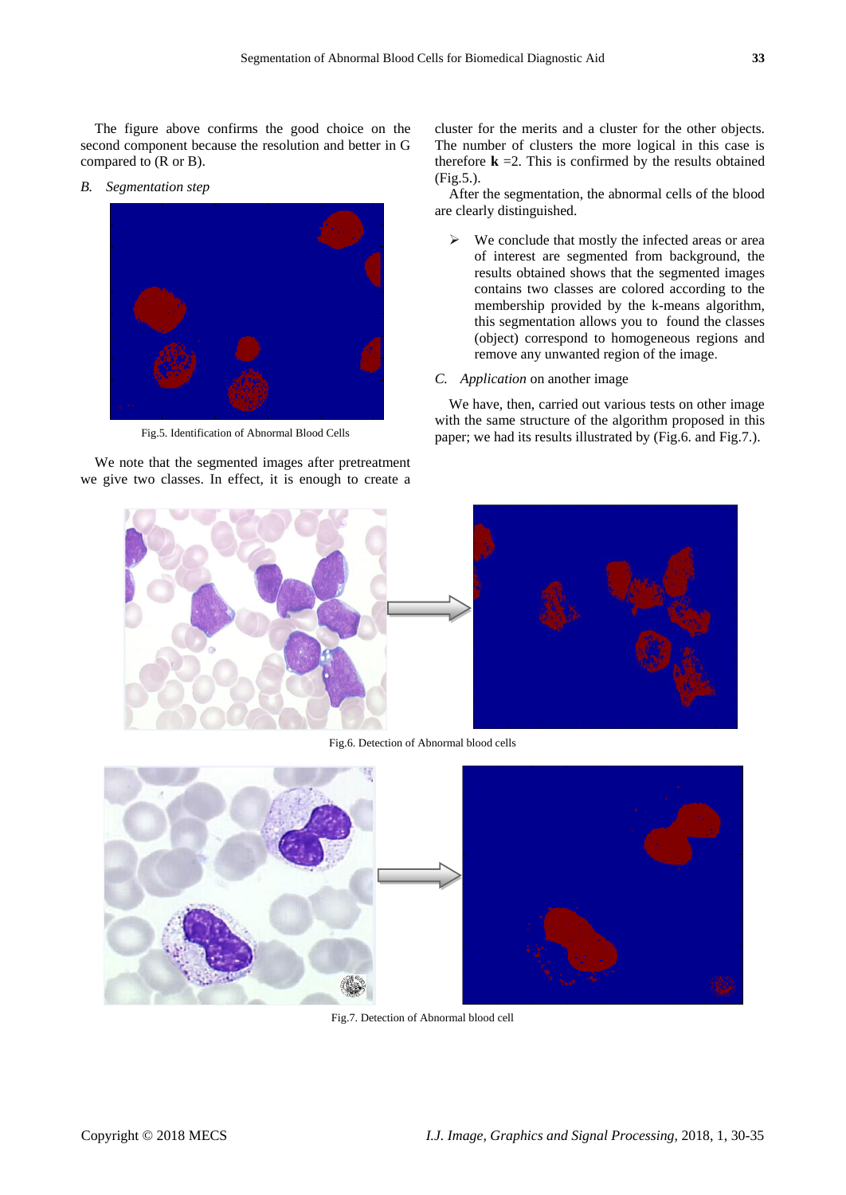The figure above confirms the good choice on the second component because the resolution and better in G compared to (R or B).

*B. Segmentation step*

Fig.5. Identification of Abnormal Blood Cells

We note that the segmented images after pretreatment we give two classes. In effect, it is enough to create a cluster for the merits and a cluster for the other objects. The number of clusters the more logical in this case is therefore **k** =2. This is confirmed by the results obtained (Fig.5.).

After the segmentation, the abnormal cells of the blood are clearly distinguished.

- We conclude that mostly the infected areas or area of interest are segmented from background, the results obtained shows that the segmented images contains two classes are colored according to the membership provided by the k-means algorithm, this segmentation allows you to found the classes (object) correspond to homogeneous regions and remove any unwanted region of the image.

*C. Application* on another image

We have, then, carried out various tests on other image with the same structure of the algorithm proposed in this paper; we had its results illustrated by (Fig.6. and Fig.7.).

Fig.6. Detection of Abnormal blood cells

Fig.7. Detection of Abnormal blood cell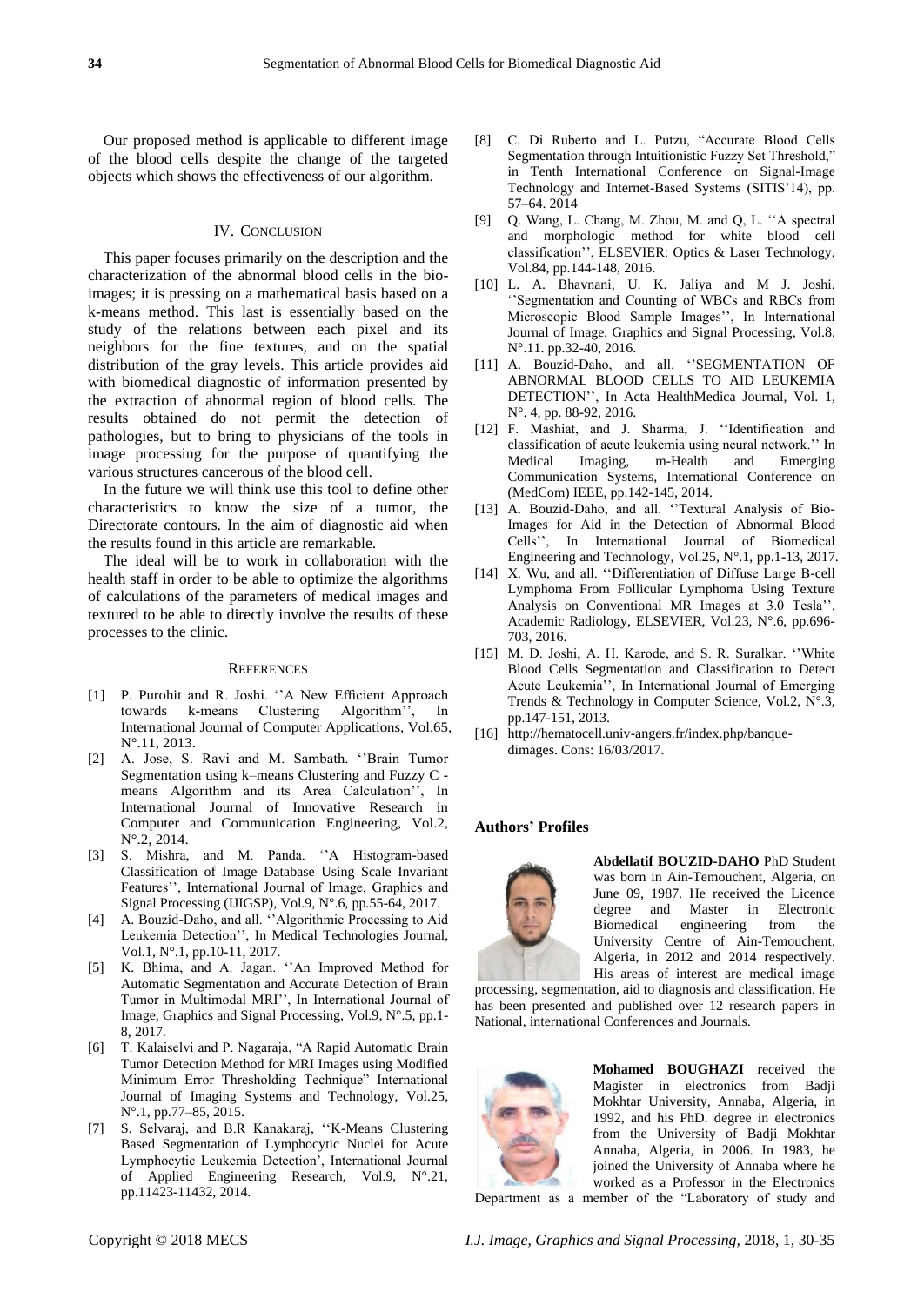Our proposed method is applicable to different image of the blood cells despite the change of the targeted objects which shows the effectiveness of our algorithm.

## IV. Conclusion

This paper focuses primarily on the description and the characterization of the abnormal blood cells in the bio-images; it is pressing on a mathematical basis based on a k-means method. This last is essentially based on the study of the relations between each pixel and its neighbors for the fine textures, and on the spatial distribution of the gray levels. This article provides aid with biomedical diagnostic of information presented by the extraction of abnormal region of blood cells. The results obtained do not permit the detection of pathologies, but to bring to physicians of the tools in image processing for the purpose of quantifying the various structures cancerous of the blood cell.

In the future we will think use this tool to define other characteristics to know the size of a tumor, the Directorate contours. In the aim of diagnostic aid when the results found in this article are remarkable.

The ideal will be to work in collaboration with the health staff in order to be able to optimize the algorithms of calculations of the parameters of medical images and textured to be able to directly involve the results of these processes to the clinic.

## References

[1] P. Purohit and R. Joshi. ''A New Efficient Approach towards k-means Clustering Algorithm'', In International Journal of Computer Applications, Vol.65, N°.11, 2013.

[2] A. Jose, S. Ravi and M. Sambath. ''Brain Tumor Segmentation using k–means Clustering and Fuzzy C - means Algorithm and its Area Calculation'', In International Journal of Innovative Research in Computer and Communication Engineering, Vol.2, N°.2, 2014.

[3] S. Mishra, and M. Panda. ''A Histogram-based Classification of Image Database Using Scale Invariant Features'', International Journal of Image, Graphics and Signal Processing (IJIGSP), Vol.9, N°.6, pp.55-64, 2017.

[4] A. Bouzid-Daho, and all. ''Algorithmic Processing to Aid Leukemia Detection'', In Medical Technologies Journal, Vol.1, N°.1, pp.10-11, 2017.

[5] K. Bhima, and A. Jagan. ''An Improved Method for Automatic Segmentation and Accurate Detection of Brain Tumor in Multimodal MRI'', In International Journal of Image, Graphics and Signal Processing, Vol.9, N°.5, pp.1-8, 2017.

[6] T. Kalaiselvi and P. Nagaraja, "A Rapid Automatic Brain Tumor Detection Method for MRI Images using Modified Minimum Error Thresholding Technique" International Journal of Imaging Systems and Technology, Vol.25, N°.1, pp.77–85, 2015.

[7] S. Selvaraj, and B.R Kanakaraj, ''K-Means Clustering Based Segmentation of Lymphocytic Nuclei for Acute Lymphocytic Leukemia Detection', International Journal of Applied Engineering Research, Vol.9, N°.21, pp.11423-11432, 2014.

[8] C. Di Ruberto and L. Putzu, "Accurate Blood Cells Segmentation through Intuitionistic Fuzzy Set Threshold," in Tenth International Conference on Signal-Image Technology and Internet-Based Systems (SITIS'14), pp. 57–64. 2014

[9] Q. Wang, L. Chang, M. Zhou, M. and Q, L. ''A spectral and morphologic method for white blood cell classification'', ELSEVIER: Optics & Laser Technology, Vol.84, pp.144-148, 2016.

[10] L. A. Bhavnani, U. K. Jaliya and M J. Joshi. ''Segmentation and Counting of WBCs and RBCs from Microscopic Blood Sample Images'', In International Journal of Image, Graphics and Signal Processing, Vol.8, N°.11. pp.32-40, 2016.

[11] A. Bouzid-Daho, and all. ''SEGMENTATION OF ABNORMAL BLOOD CELLS TO AID LEUKEMIA DETECTION'', In Acta HealthMedica Journal, Vol. 1, N°. 4, pp. 88-92, 2016.

[12] F. Mashiat, and J. Sharma, J. ''Identification and classification of acute leukemia using neural network.'' In Medical Imaging, m-Health and Emerging Communication Systems, International Conference on (MedCom) IEEE, pp.142-145, 2014.

[13] A. Bouzid-Daho, and all. ''Textural Analysis of Bio-Images for Aid in the Detection of Abnormal Blood Cells'', In International Journal of Biomedical Engineering and Technology, Vol.25, N°.1, pp.1-13, 2017.

[14] X. Wu, and all. ''Differentiation of Diffuse Large B-cell Lymphoma From Follicular Lymphoma Using Texture Analysis on Conventional MR Images at 3.0 Tesla'', Academic Radiology, ELSEVIER, Vol.23, N°.6, pp.696-703, 2016.

[15] M. D. Joshi, A. H. Karode, and S. R. Suralkar. ''White Blood Cells Segmentation and Classification to Detect Acute Leukemia'', In International Journal of Emerging Trends & Technology in Computer Science, Vol.2, N°.3, pp.147-151, 2013.

[16] http://hematocell.univ-angers.fr/index.php/banque-dimages. Cons: 16/03/2017.

### Authors' Profiles

**Abdellatif BOUZID-DAHO** PhD Student was born in Ain-Temouchent, Algeria, on June 09, 1987. He received the Licence degree and Master in Electronic Biomedical engineering from the University Centre of Ain-Temouchent, Algeria, in 2012 and 2014 respectively. His areas of interest are medical image processing, segmentation, aid to diagnosis and classification. He has been presented and published over 12 research papers in National, international Conferences and Journals.

**Mohamed BOUGHAZI** received the Magister in electronics from Badji Mokhtar University, Annaba, Algeria, in 1992, and his PhD. degree in electronics from the University of Badji Mokhtar Annaba, Algeria, in 2006. In 1983, he joined the University of Annaba where he worked as a Professor in the Electronics Department as a member of the "Laboratory of study and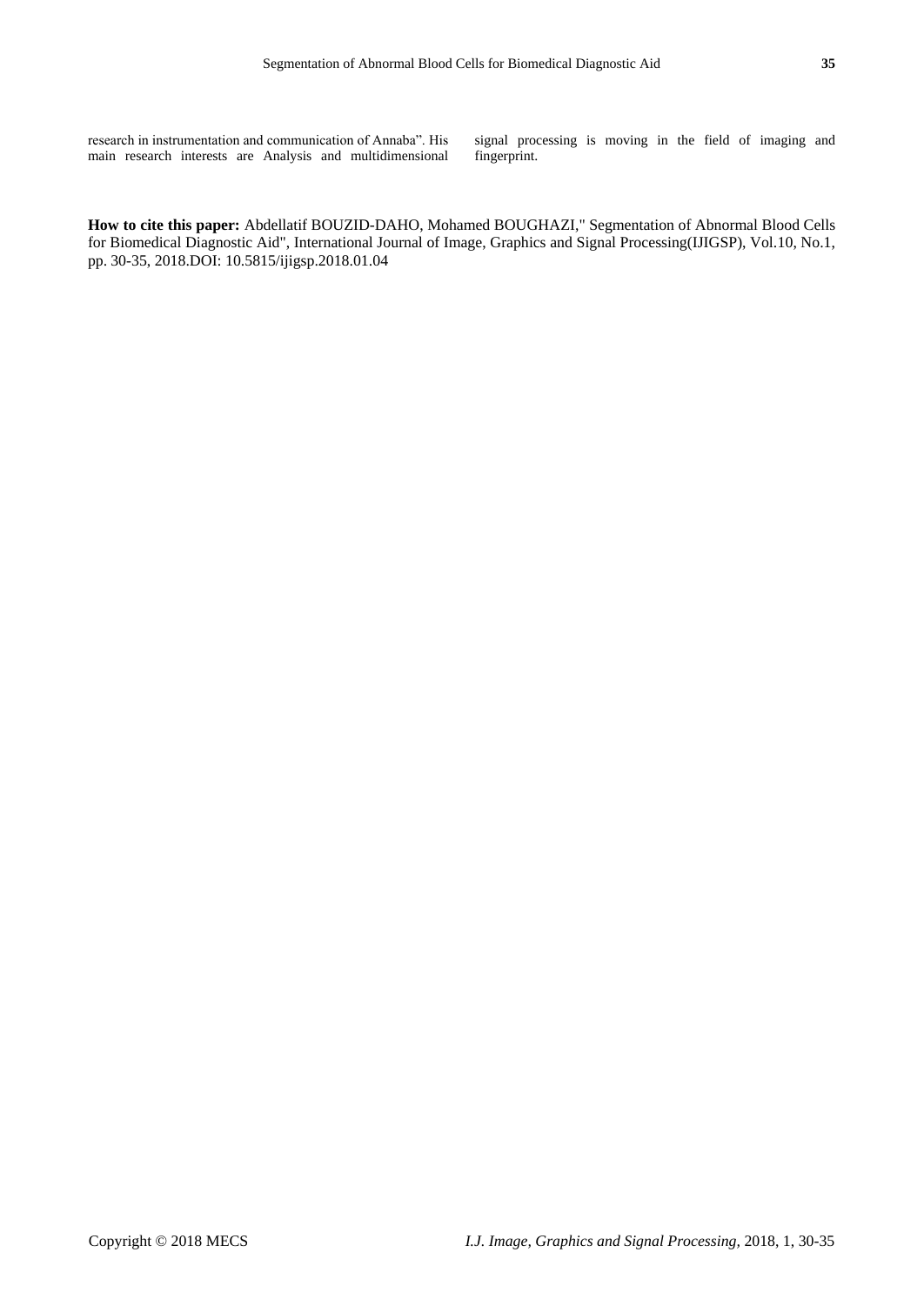research in instrumentation and communication of Annaba". His main research interests are Analysis and multidimensional signal processing is moving in the field of imaging and fingerprint.

**How to cite this paper:** Abdellatif BOUZID-DAHO, Mohamed BOUGHAZI," Segmentation of Abnormal Blood Cells for Biomedical Diagnostic Aid", International Journal of Image, Graphics and Signal Processing(IJIGSP), Vol.10, No.1, pp. 30-35, 2018.DOI: 10.5815/ijigsp.2018.01.04